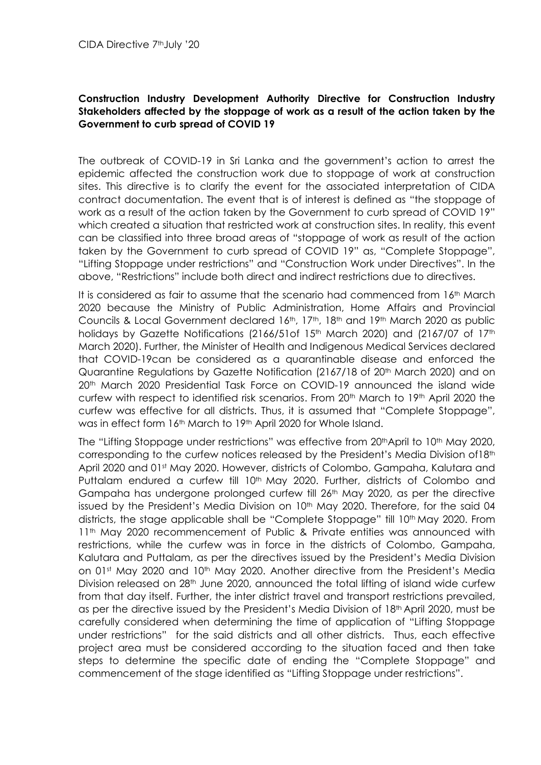CIDA Directive 7th July '20

**Construction Industry Development Authority Directive for Construction Industry Stakeholders affected by the stoppage of work as a result of the action taken by the Government to curb spread of COVID 19**

The outbreak of COVID-19 in Sri Lanka and the government's action to arrest the epidemic affected the construction work due to stoppage of work at construction sites. This directive is to clarify the event for the associated interpretation of CIDA contract documentation. The event that is of interest is defined as "the stoppage of work as a result of the action taken by the Government to curb spread of COVID 19" which created a situation that restricted work at construction sites. In reality, this event can be classified into three broad areas of "stoppage of work as result of the action taken by the Government to curb spread of COVID 19" as, "Complete Stoppage", "Lifting Stoppage under restrictions" and "Construction Work under Directives". In the above, "Restrictions" include both direct and indirect restrictions due to directives.

It is considered as fair to assume that the scenario had commenced from 16th March 2020 because the Ministry of Public Administration, Home Affairs and Provincial Councils & Local Government declared 16th, 17th, 18th and 19th March 2020 as public holidays by Gazette Notifications (2166/51of 15th March 2020) and (2167/07 of 17th March 2020). Further, the Minister of Health and Indigenous Medical Services declared that COVID-19can be considered as a quarantinable disease and enforced the Quarantine Regulations by Gazette Notification (2167/18 of 20th March 2020) and on 20th March 2020 Presidential Task Force on COVID-19 announced the island wide curfew with respect to identified risk scenarios. From 20th March to 19th April 2020 the curfew was effective for all districts. Thus, it is assumed that "Complete Stoppage", was in effect form 16th March to 19th April 2020 for Whole Island.

The "Lifting Stoppage under restrictions" was effective from 20th April to 10th May 2020, corresponding to the curfew notices released by the President's Media Division of18th April 2020 and 01st May 2020. However, districts of Colombo, Gampaha, Kalutara and Puttalam endured a curfew till 10th May 2020. Further, districts of Colombo and Gampaha has undergone prolonged curfew till 26th May 2020, as per the directive issued by the President's Media Division on 10th May 2020. Therefore, for the said 04 districts, the stage applicable shall be "Complete Stoppage" till 10th May 2020. From 11th May 2020 recommencement of Public & Private entities was announced with restrictions, while the curfew was in force in the districts of Colombo, Gampaha, Kalutara and Puttalam, as per the directives issued by the President's Media Division on 01st May 2020 and 10th May 2020. Another directive from the President's Media Division released on 28th June 2020, announced the total lifting of island wide curfew from that day itself. Further, the inter district travel and transport restrictions prevailed, as per the directive issued by the President's Media Division of 18th April 2020, must be carefully considered when determining the time of application of "Lifting Stoppage under restrictions" for the said districts and all other districts. Thus, each effective project area must be considered according to the situation faced and then take steps to determine the specific date of ending the "Complete Stoppage" and commencement of the stage identified as "Lifting Stoppage under restrictions".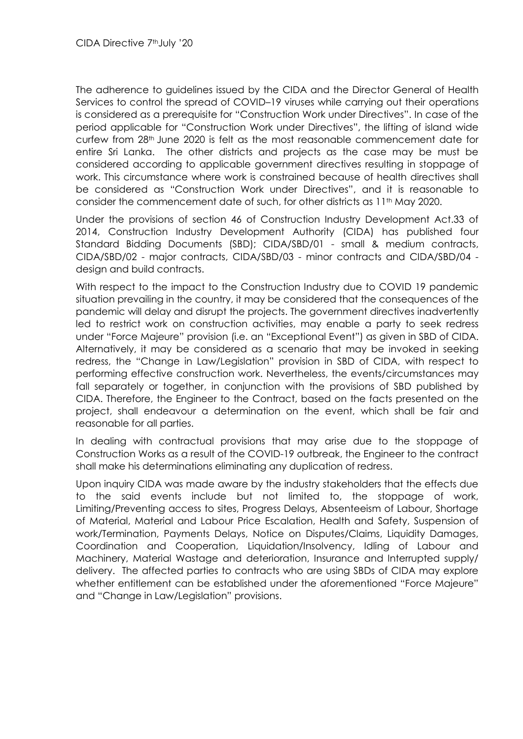The adherence to guidelines issued by the CIDA and the Director General of Health Services to control the spread of COVID–19 viruses while carrying out their operations is considered as a prerequisite for "Construction Work under Directives". In case of the period applicable for "Construction Work under Directives", the lifting of island wide curfew from 28th June 2020 is felt as the most reasonable commencement date for entire Sri Lanka. The other districts and projects as the case may be must be considered according to applicable government directives resulting in stoppage of work. This circumstance where work is constrained because of health directives shall be considered as "Construction Work under Directives", and it is reasonable to consider the commencement date of such, for other districts as 11th May 2020.

Under the provisions of section 46 of Construction Industry Development Act.33 of 2014, Construction Industry Development Authority (CIDA) has published four Standard Bidding Documents (SBD); CIDA/SBD/01 - small & medium contracts, CIDA/SBD/02 - major contracts, CIDA/SBD/03 - minor contracts and CIDA/SBD/04 - design and build contracts.

With respect to the impact to the Construction Industry due to COVID 19 pandemic situation prevailing in the country, it may be considered that the consequences of the pandemic will delay and disrupt the projects. The government directives inadvertently led to restrict work on construction activities, may enable a party to seek redress under "Force Majeure" provision (i.e. an "Exceptional Event") as given in SBD of CIDA. Alternatively, it may be considered as a scenario that may be invoked in seeking redress, the "Change in Law/Legislation" provision in SBD of CIDA, with respect to performing effective construction work. Nevertheless, the events/circumstances may fall separately or together, in conjunction with the provisions of SBD published by CIDA. Therefore, the Engineer to the Contract, based on the facts presented on the project, shall endeavour a determination on the event, which shall be fair and reasonable for all parties.

In dealing with contractual provisions that may arise due to the stoppage of Construction Works as a result of the COVID-19 outbreak, the Engineer to the contract shall make his determinations eliminating any duplication of redress.

Upon inquiry CIDA was made aware by the industry stakeholders that the effects due to the said events include but not limited to, the stoppage of work, Limiting/Preventing access to sites, Progress Delays, Absenteeism of Labour, Shortage of Material, Material and Labour Price Escalation, Health and Safety, Suspension of work/Termination, Payments Delays, Notice on Disputes/Claims, Liquidity Damages, Coordination and Cooperation, Liquidation/Insolvency, Idling of Labour and Machinery, Material Wastage and deterioration, Insurance and Interrupted supply/ delivery. The affected parties to contracts who are using SBDs of CIDA may explore whether entitlement can be established under the aforementioned "Force Majeure" and "Change in Law/Legislation" provisions.